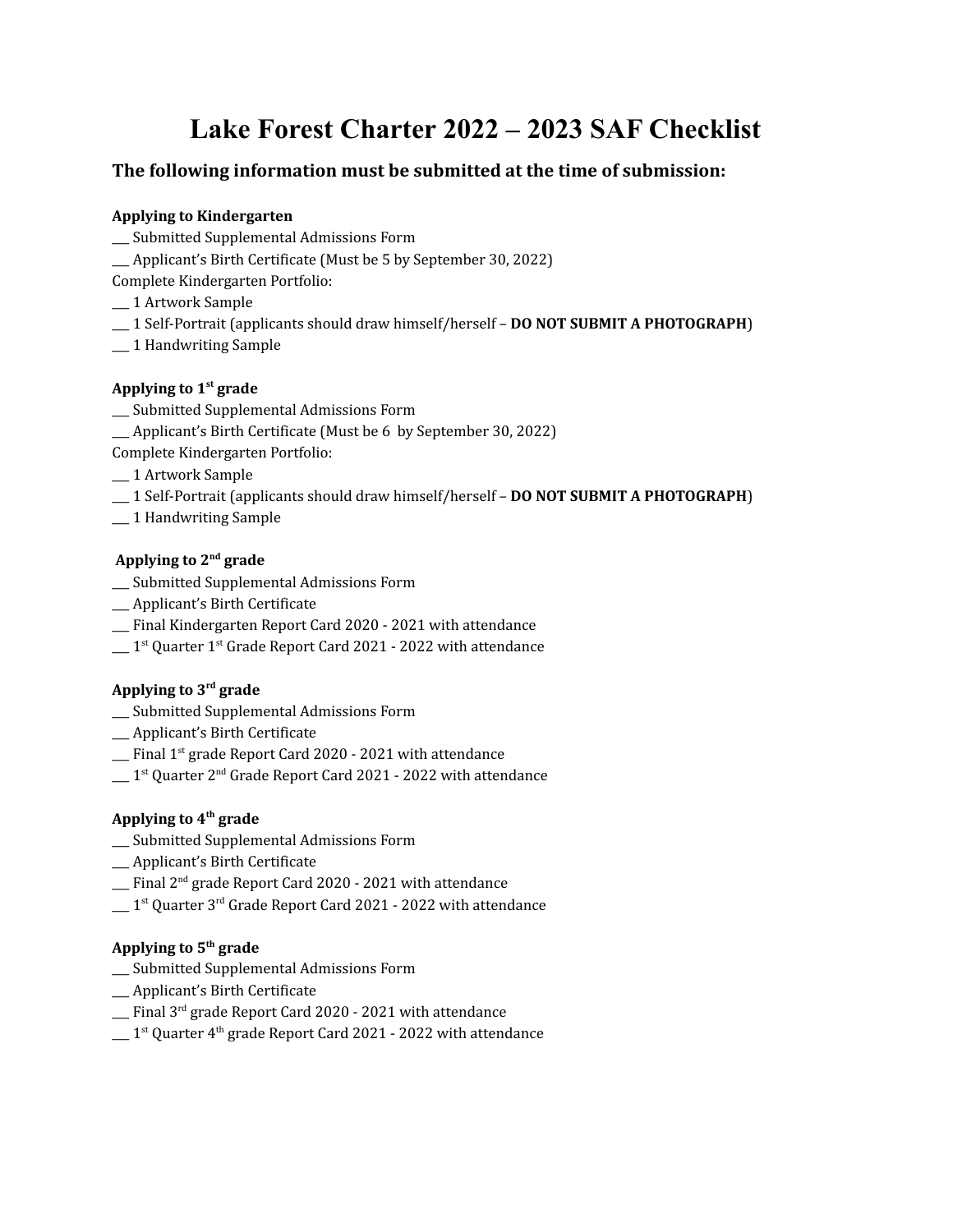# Lake Forest Charter 2022 – 2023 SAF Checklist

## The following information must be submitted at the time of submission:

**Applying to Kindergarten**

___ Submitted Supplemental Admissions Form
___ Applicant's Birth Certificate (Must be 5 by September 30, 2022)
Complete Kindergarten Portfolio:
___ 1 Artwork Sample
___ 1 Self-Portrait (applicants should draw himself/herself – **DO NOT SUBMIT A PHOTOGRAPH**)
___ 1 Handwriting Sample

**Applying to 1st grade**

___ Submitted Supplemental Admissions Form
___ Applicant's Birth Certificate (Must be 6 by September 30, 2022)
Complete Kindergarten Portfolio:
___ 1 Artwork Sample
___ 1 Self-Portrait (applicants should draw himself/herself – **DO NOT SUBMIT A PHOTOGRAPH**)
___ 1 Handwriting Sample

**Applying to 2nd grade**

___ Submitted Supplemental Admissions Form
___ Applicant's Birth Certificate
___ Final Kindergarten Report Card 2020 - 2021 with attendance
___ 1st Quarter 1st Grade Report Card 2021 - 2022 with attendance

**Applying to 3rd grade**

___ Submitted Supplemental Admissions Form
___ Applicant's Birth Certificate
___ Final 1st grade Report Card 2020 - 2021 with attendance
___ 1st Quarter 2nd Grade Report Card 2021 - 2022 with attendance

**Applying to 4th grade**

___ Submitted Supplemental Admissions Form
___ Applicant's Birth Certificate
___ Final 2nd grade Report Card 2020 - 2021 with attendance
___ 1st Quarter 3rd Grade Report Card 2021 - 2022 with attendance

**Applying to 5th grade**

___ Submitted Supplemental Admissions Form
___ Applicant's Birth Certificate
___ Final 3rd grade Report Card 2020 - 2021 with attendance
___ 1st Quarter 4th grade Report Card 2021 - 2022 with attendance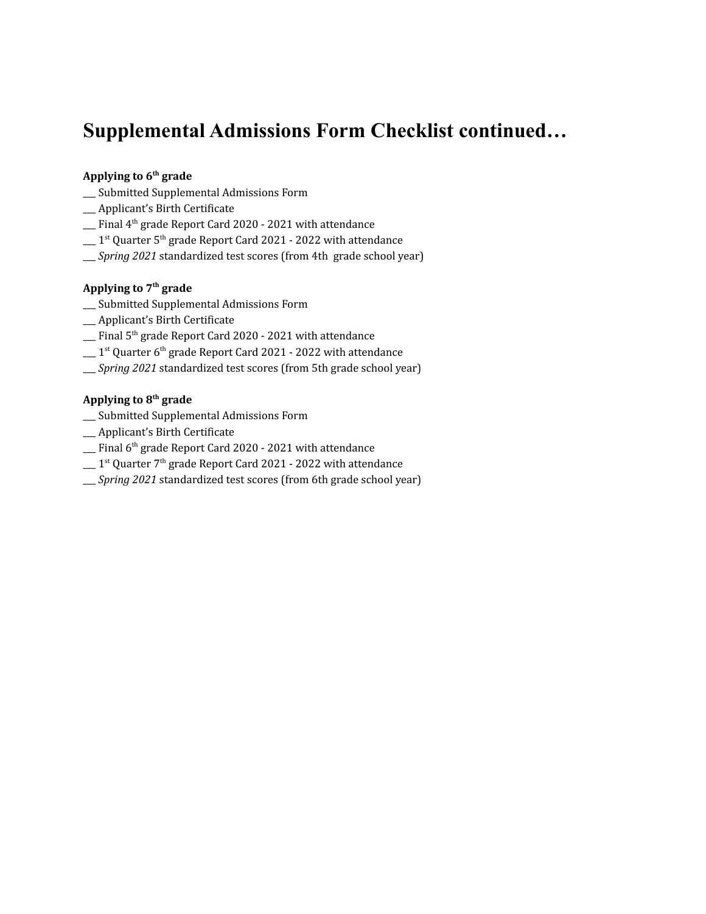# Supplemental Admissions Form Checklist continued…

**Applying to 6th grade**

___ Submitted Supplemental Admissions Form
___ Applicant's Birth Certificate
___ Final 4th grade Report Card 2020 - 2021 with attendance
___ 1st Quarter 5th grade Report Card 2021 - 2022 with attendance
___ *Spring 2021* standardized test scores (from 4th grade school year)

**Applying to 7th grade**

___ Submitted Supplemental Admissions Form
___ Applicant's Birth Certificate
___ Final 5th grade Report Card 2020 - 2021 with attendance
___ 1st Quarter 6th grade Report Card 2021 - 2022 with attendance
___ *Spring 2021* standardized test scores (from 5th grade school year)

**Applying to 8th grade**

___ Submitted Supplemental Admissions Form
___ Applicant's Birth Certificate
___ Final 6th grade Report Card 2020 - 2021 with attendance
___ 1st Quarter 7th grade Report Card 2021 - 2022 with attendance
___ *Spring 2021* standardized test scores (from 6th grade school year)